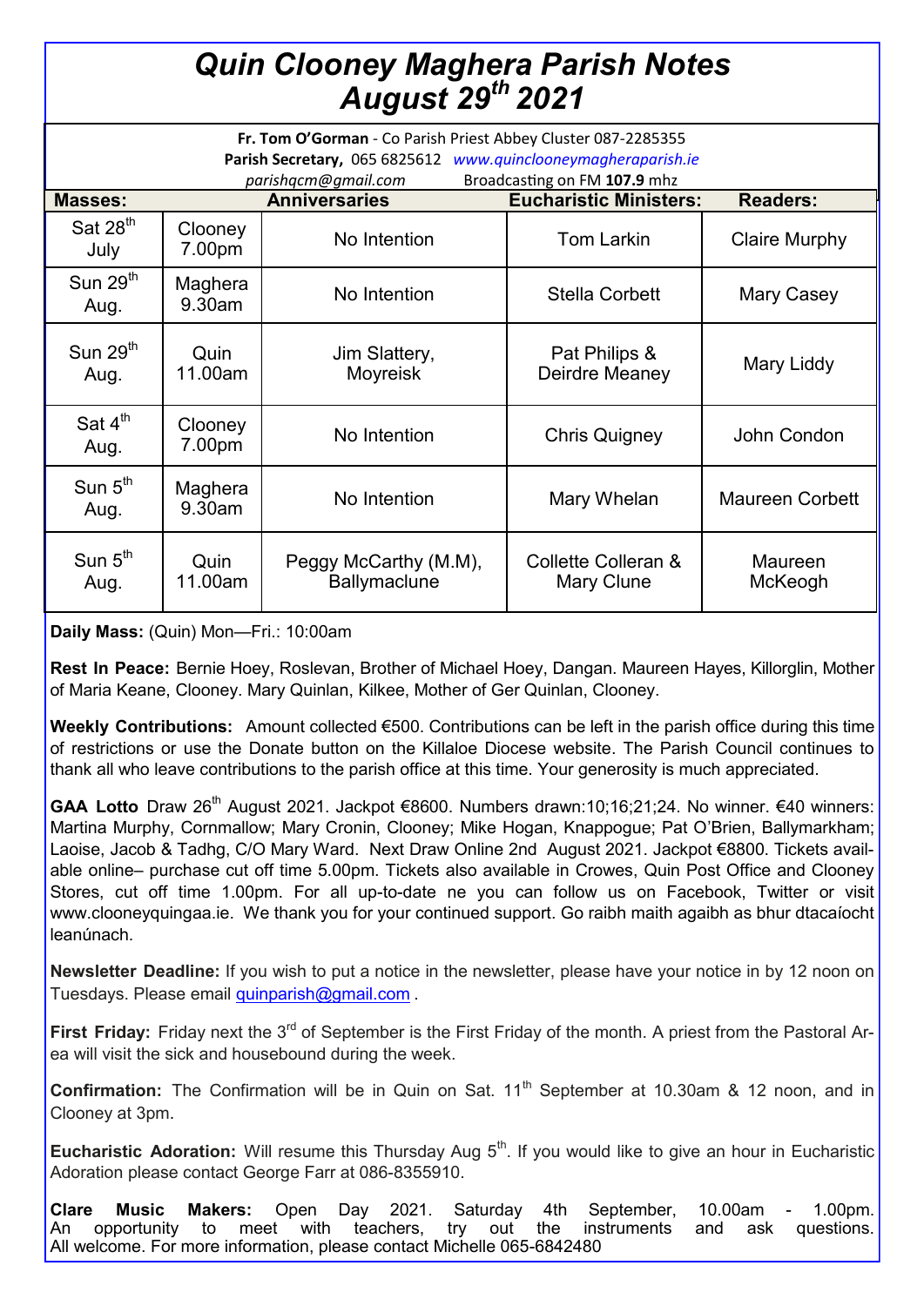// Quin Clooney Maghera Parish Notes

# *Quin Clooney Maghera Parish Notes*
# *August 29th 2021*

**Fr. Tom O'Gorman** - Co Parish Priest Abbey Cluster 087-2285355
**Parish Secretary,** 065 6825612 *www.quinclooneymagheraparish.ie*
*parishqcm@gmail.com* Broadcasting on FM **107.9** mhz

| Masses: | | Anniversaries | Eucharistic Ministers: | Readers: |
|---|---|---|---|---|
| Sat 28th July | Clooney 7.00pm | No Intention | Tom Larkin | Claire Murphy |
| Sun 29th Aug. | Maghera 9.30am | No Intention | Stella Corbett | Mary Casey |
| Sun 29th Aug. | Quin 11.00am | Jim Slattery, Moyreisk | Pat Philips & Deirdre Meaney | Mary Liddy |
| Sat 4th Aug. | Clooney 7.00pm | No Intention | Chris Quigney | John Condon |
| Sun 5th Aug. | Maghera 9.30am | No Intention | Mary Whelan | Maureen Corbett |
| Sun 5th Aug. | Quin 11.00am | Peggy McCarthy (M.M), Ballymaclune | Collette Colleran & Mary Clune | Maureen McKeogh |

**Daily Mass:** (Quin) Mon—Fri.: 10:00am

**Rest In Peace:** Bernie Hoey, Roslevan, Brother of Michael Hoey, Dangan. Maureen Hayes, Killorglin, Mother of Maria Keane, Clooney. Mary Quinlan, Kilkee, Mother of Ger Quinlan, Clooney.

**Weekly Contributions:** Amount collected €500. Contributions can be left in the parish office during this time of restrictions or use the Donate button on the Killaloe Diocese website. The Parish Council continues to thank all who leave contributions to the parish office at this time. Your generosity is much appreciated.

**GAA Lotto** Draw 26th August 2021. Jackpot €8600. Numbers drawn:10;16;21;24. No winner. €40 winners: Martina Murphy, Cornmallow; Mary Cronin, Clooney; Mike Hogan, Knappogue; Pat O'Brien, Ballymarkham; Laoise, Jacob & Tadhg, C/O Mary Ward. Next Draw Online 2nd August 2021. Jackpot €8800. Tickets available online– purchase cut off time 5.00pm. Tickets also available in Crowes, Quin Post Office and Clooney Stores, cut off time 1.00pm. For all up-to-date ne you can follow us on Facebook, Twitter or visit www.clooneyquingaa.ie. We thank you for your continued support. Go raibh maith agaibh as bhur dtacaíocht leanúnach.

**Newsletter Deadline:** If you wish to put a notice in the newsletter, please have your notice in by 12 noon on Tuesdays. Please email quinparish@gmail.com .

**First Friday:** Friday next the 3rd of September is the First Friday of the month. A priest from the Pastoral Area will visit the sick and housebound during the week.

**Confirmation:** The Confirmation will be in Quin on Sat. 11th September at 10.30am & 12 noon, and in Clooney at 3pm.

**Eucharistic Adoration:** Will resume this Thursday Aug 5th. If you would like to give an hour in Eucharistic Adoration please contact George Farr at 086-8355910.

**Clare Music Makers:** Open Day 2021. Saturday 4th September, 10.00am - 1.00pm. An opportunity to meet with teachers, try out the instruments and ask questions. All welcome. For more information, please contact Michelle 065-6842480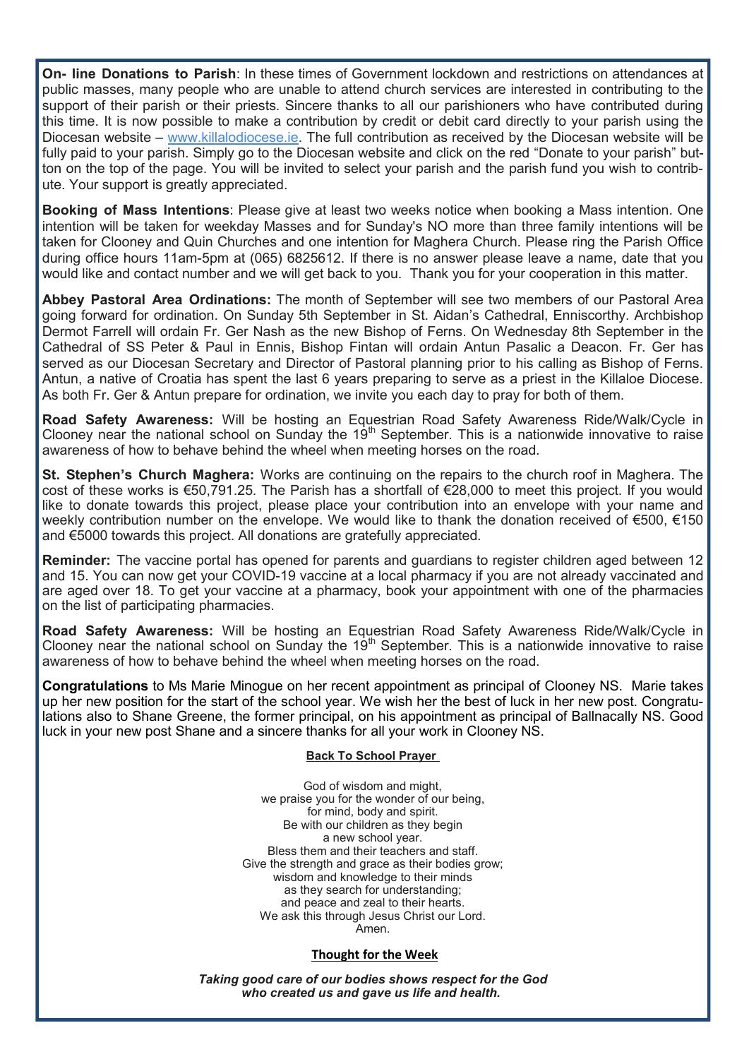**On- line Donations to Parish**: In these times of Government lockdown and restrictions on attendances at public masses, many people who are unable to attend church services are interested in contributing to the support of their parish or their priests. Sincere thanks to all our parishioners who have contributed during this time. It is now possible to make a contribution by credit or debit card directly to your parish using the Diocesan website – www.killalodiocese.ie. The full contribution as received by the Diocesan website will be fully paid to your parish. Simply go to the Diocesan website and click on the red "Donate to your parish" button on the top of the page. You will be invited to select your parish and the parish fund you wish to contribute. Your support is greatly appreciated.

**Booking of Mass Intentions**: Please give at least two weeks notice when booking a Mass intention. One intention will be taken for weekday Masses and for Sunday's NO more than three family intentions will be taken for Clooney and Quin Churches and one intention for Maghera Church. Please ring the Parish Office during office hours 11am-5pm at (065) 6825612. If there is no answer please leave a name, date that you would like and contact number and we will get back to you. Thank you for your cooperation in this matter.

**Abbey Pastoral Area Ordinations:** The month of September will see two members of our Pastoral Area going forward for ordination. On Sunday 5th September in St. Aidan's Cathedral, Enniscorthy. Archbishop Dermot Farrell will ordain Fr. Ger Nash as the new Bishop of Ferns. On Wednesday 8th September in the Cathedral of SS Peter & Paul in Ennis, Bishop Fintan will ordain Antun Pasalic a Deacon. Fr. Ger has served as our Diocesan Secretary and Director of Pastoral planning prior to his calling as Bishop of Ferns. Antun, a native of Croatia has spent the last 6 years preparing to serve as a priest in the Killaloe Diocese. As both Fr. Ger & Antun prepare for ordination, we invite you each day to pray for both of them.

**Road Safety Awareness:** Will be hosting an Equestrian Road Safety Awareness Ride/Walk/Cycle in Clooney near the national school on Sunday the 19th September. This is a nationwide innovative to raise awareness of how to behave behind the wheel when meeting horses on the road.

**St. Stephen's Church Maghera:** Works are continuing on the repairs to the church roof in Maghera. The cost of these works is €50,791.25. The Parish has a shortfall of €28,000 to meet this project. If you would like to donate towards this project, please place your contribution into an envelope with your name and weekly contribution number on the envelope. We would like to thank the donation received of €500, €150 and €5000 towards this project. All donations are gratefully appreciated.

**Reminder:** The vaccine portal has opened for parents and guardians to register children aged between 12 and 15. You can now get your COVID-19 vaccine at a local pharmacy if you are not already vaccinated and are aged over 18. To get your vaccine at a pharmacy, book your appointment with one of the pharmacies on the list of participating pharmacies.

**Road Safety Awareness:** Will be hosting an Equestrian Road Safety Awareness Ride/Walk/Cycle in Clooney near the national school on Sunday the 19th September. This is a nationwide innovative to raise awareness of how to behave behind the wheel when meeting horses on the road.

**Congratulations** to Ms Marie Minogue on her recent appointment as principal of Clooney NS. Marie takes up her new position for the start of the school year. We wish her the best of luck in her new post. Congratulations also to Shane Greene, the former principal, on his appointment as principal of Ballnacally NS. Good luck in your new post Shane and a sincere thanks for all your work in Clooney NS.

**Back To School Prayer**

God of wisdom and might,
we praise you for the wonder of our being,
for mind, body and spirit.
Be with our children as they begin
a new school year.
Bless them and their teachers and staff.
Give the strength and grace as their bodies grow;
wisdom and knowledge to their minds
as they search for understanding;
and peace and zeal to their hearts.
We ask this through Jesus Christ our Lord.
Amen.

**Thought for the Week**

***Taking good care of our bodies shows respect for the God who created us and gave us life and health.***